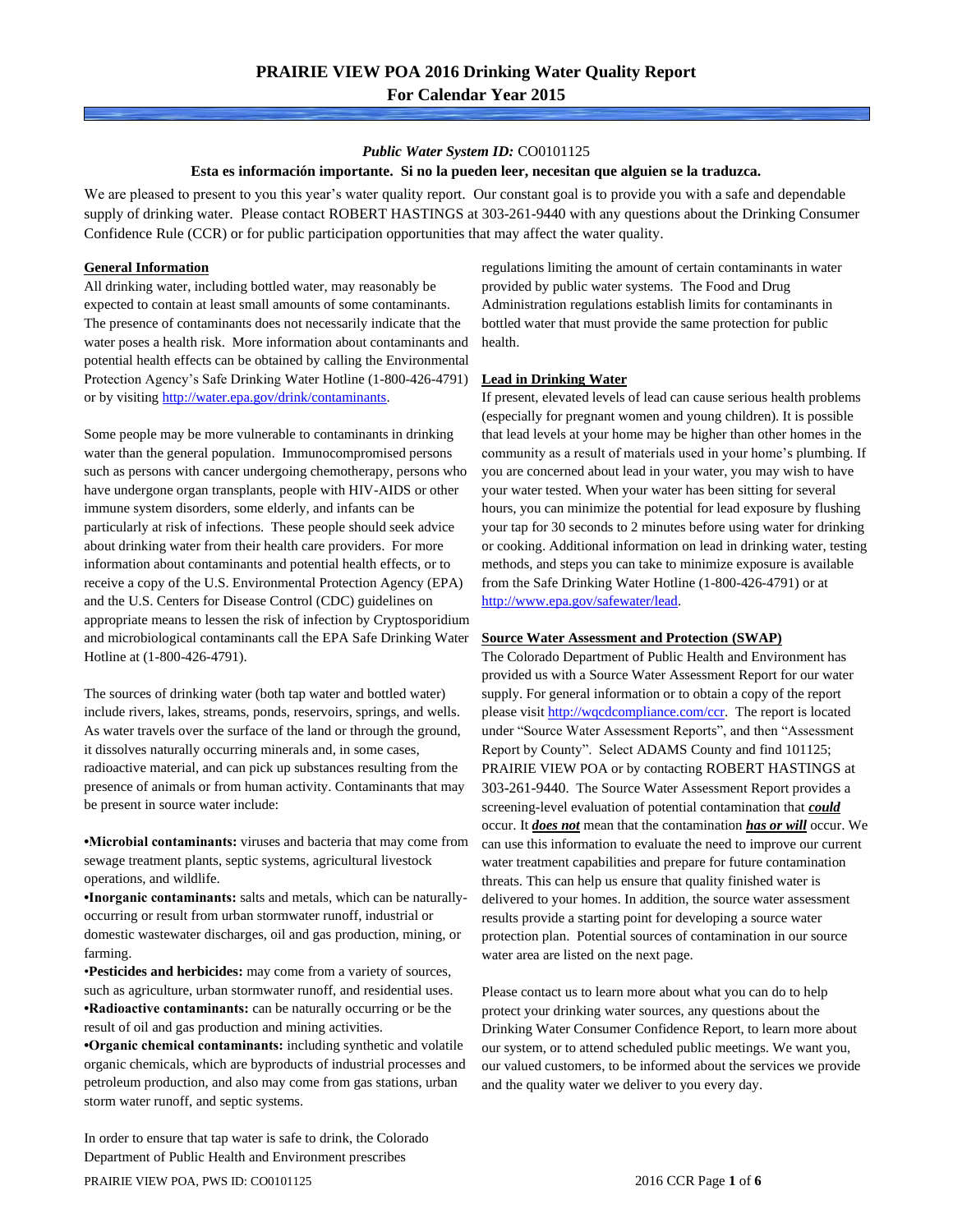# PRAIRIE VIEW POA 2016 Drinking Water Quality Report
## For Calendar Year 2015

***Public Water System ID:*** CO0101125

**Esta es información importante. Si no la pueden leer, necesitan que alguien se la traduzca.**

We are pleased to present to you this year's water quality report. Our constant goal is to provide you with a safe and dependable supply of drinking water. Please contact ROBERT HASTINGS at 303-261-9440 with any questions about the Drinking Consumer Confidence Rule (CCR) or for public participation opportunities that may affect the water quality.

### General Information

All drinking water, including bottled water, may reasonably be expected to contain at least small amounts of some contaminants. The presence of contaminants does not necessarily indicate that the water poses a health risk. More information about contaminants and potential health effects can be obtained by calling the Environmental Protection Agency's Safe Drinking Water Hotline (1-800-426-4791) or by visiting http://water.epa.gov/drink/contaminants.

Some people may be more vulnerable to contaminants in drinking water than the general population. Immunocompromised persons such as persons with cancer undergoing chemotherapy, persons who have undergone organ transplants, people with HIV-AIDS or other immune system disorders, some elderly, and infants can be particularly at risk of infections. These people should seek advice about drinking water from their health care providers. For more information about contaminants and potential health effects, or to receive a copy of the U.S. Environmental Protection Agency (EPA) and the U.S. Centers for Disease Control (CDC) guidelines on appropriate means to lessen the risk of infection by Cryptosporidium and microbiological contaminants call the EPA Safe Drinking Water Hotline at (1-800-426-4791).

The sources of drinking water (both tap water and bottled water) include rivers, lakes, streams, ponds, reservoirs, springs, and wells. As water travels over the surface of the land or through the ground, it dissolves naturally occurring minerals and, in some cases, radioactive material, and can pick up substances resulting from the presence of animals or from human activity. Contaminants that may be present in source water include:

- **Microbial contaminants:** viruses and bacteria that may come from sewage treatment plants, septic systems, agricultural livestock operations, and wildlife.
- **Inorganic contaminants:** salts and metals, which can be naturally-occurring or result from urban stormwater runoff, industrial or domestic wastewater discharges, oil and gas production, mining, or farming.
- **Pesticides and herbicides:** may come from a variety of sources, such as agriculture, urban stormwater runoff, and residential uses.
- **Radioactive contaminants:** can be naturally occurring or be the result of oil and gas production and mining activities.
- **Organic chemical contaminants:** including synthetic and volatile organic chemicals, which are byproducts of industrial processes and petroleum production, and also may come from gas stations, urban storm water runoff, and septic systems.

In order to ensure that tap water is safe to drink, the Colorado Department of Public Health and Environment prescribes regulations limiting the amount of certain contaminants in water provided by public water systems. The Food and Drug Administration regulations establish limits for contaminants in bottled water that must provide the same protection for public health.

### Lead in Drinking Water

If present, elevated levels of lead can cause serious health problems (especially for pregnant women and young children). It is possible that lead levels at your home may be higher than other homes in the community as a result of materials used in your home's plumbing. If you are concerned about lead in your water, you may wish to have your water tested. When your water has been sitting for several hours, you can minimize the potential for lead exposure by flushing your tap for 30 seconds to 2 minutes before using water for drinking or cooking. Additional information on lead in drinking water, testing methods, and steps you can take to minimize exposure is available from the Safe Drinking Water Hotline (1-800-426-4791) or at http://www.epa.gov/safewater/lead.

### Source Water Assessment and Protection (SWAP)

The Colorado Department of Public Health and Environment has provided us with a Source Water Assessment Report for our water supply. For general information or to obtain a copy of the report please visit http://wqcdcompliance.com/ccr. The report is located under "Source Water Assessment Reports", and then "Assessment Report by County". Select ADAMS County and find 101125; PRAIRIE VIEW POA or by contacting ROBERT HASTINGS at 303-261-9440. The Source Water Assessment Report provides a screening-level evaluation of potential contamination that ***could*** occur. It ***does not*** mean that the contamination ***has or will*** occur. We can use this information to evaluate the need to improve our current water treatment capabilities and prepare for future contamination threats. This can help us ensure that quality finished water is delivered to your homes. In addition, the source water assessment results provide a starting point for developing a source water protection plan. Potential sources of contamination in our source water area are listed on the next page.

Please contact us to learn more about what you can do to help protect your drinking water sources, any questions about the Drinking Water Consumer Confidence Report, to learn more about our system, or to attend scheduled public meetings. We want you, our valued customers, to be informed about the services we provide and the quality water we deliver to you every day.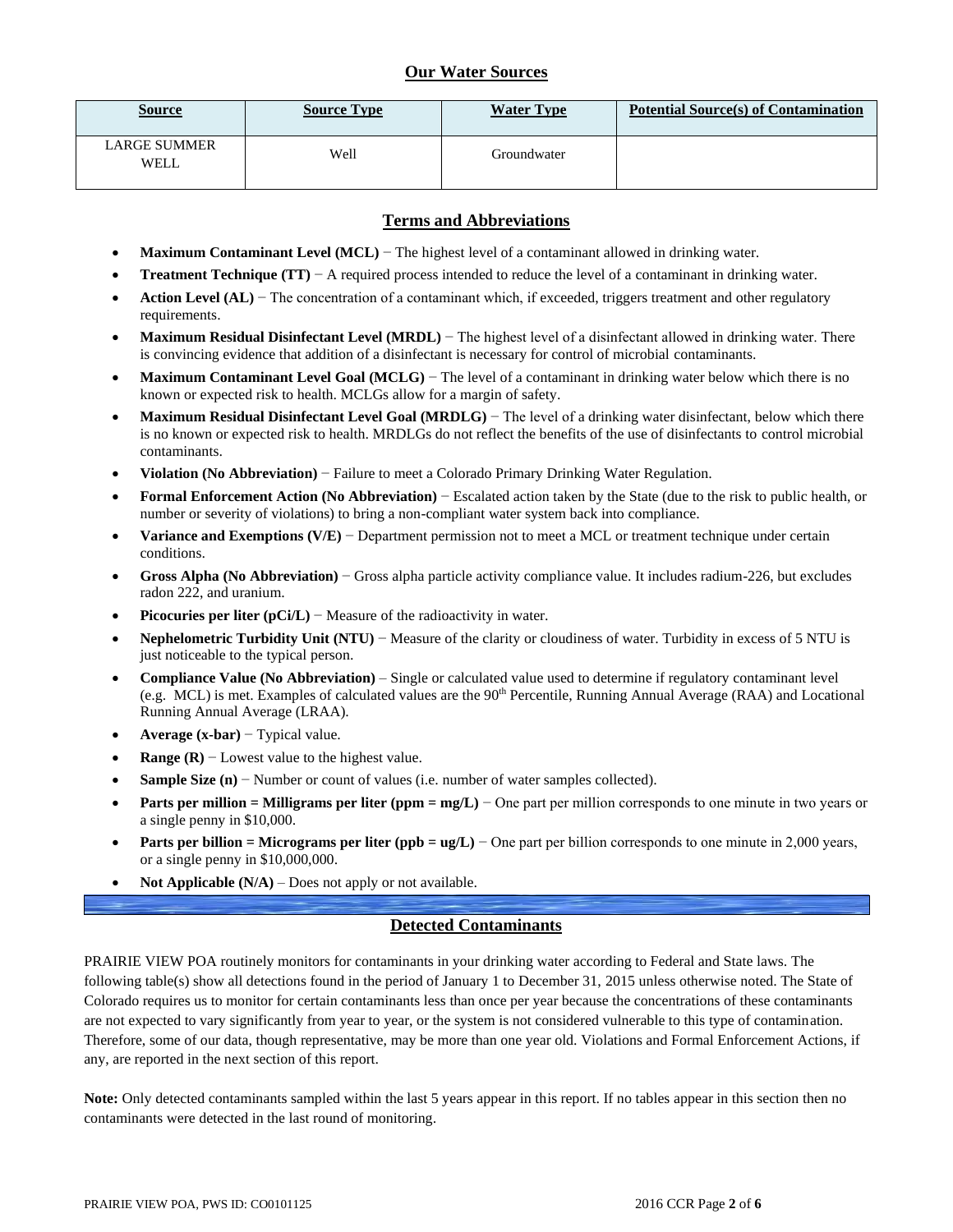## Our Water Sources

| Source | Source Type | Water Type | Potential Source(s) of Contamination |
|---|---|---|---|
| LARGE SUMMER WELL | Well | Groundwater | |

## Terms and Abbreviations

- **Maximum Contaminant Level (MCL)** − The highest level of a contaminant allowed in drinking water.
- **Treatment Technique (TT)** − A required process intended to reduce the level of a contaminant in drinking water.
- **Action Level (AL)** − The concentration of a contaminant which, if exceeded, triggers treatment and other regulatory requirements.
- **Maximum Residual Disinfectant Level (MRDL)** − The highest level of a disinfectant allowed in drinking water. There is convincing evidence that addition of a disinfectant is necessary for control of microbial contaminants.
- **Maximum Contaminant Level Goal (MCLG)** − The level of a contaminant in drinking water below which there is no known or expected risk to health. MCLGs allow for a margin of safety.
- **Maximum Residual Disinfectant Level Goal (MRDLG)** − The level of a drinking water disinfectant, below which there is no known or expected risk to health. MRDLGs do not reflect the benefits of the use of disinfectants to control microbial contaminants.
- **Violation (No Abbreviation)** − Failure to meet a Colorado Primary Drinking Water Regulation.
- **Formal Enforcement Action (No Abbreviation)** − Escalated action taken by the State (due to the risk to public health, or number or severity of violations) to bring a non-compliant water system back into compliance.
- **Variance and Exemptions (V/E)** − Department permission not to meet a MCL or treatment technique under certain conditions.
- **Gross Alpha (No Abbreviation)** − Gross alpha particle activity compliance value. It includes radium-226, but excludes radon 222, and uranium.
- **Picocuries per liter (pCi/L)** − Measure of the radioactivity in water.
- **Nephelometric Turbidity Unit (NTU)** − Measure of the clarity or cloudiness of water. Turbidity in excess of 5 NTU is just noticeable to the typical person.
- **Compliance Value (No Abbreviation)** – Single or calculated value used to determine if regulatory contaminant level (e.g. MCL) is met. Examples of calculated values are the 90$^{th}$ Percentile, Running Annual Average (RAA) and Locational Running Annual Average (LRAA).
- **Average (x-bar)** − Typical value.
- **Range (R)** − Lowest value to the highest value.
- **Sample Size (n)** − Number or count of values (i.e. number of water samples collected).
- **Parts per million = Milligrams per liter (ppm = mg/L)** − One part per million corresponds to one minute in two years or a single penny in $10,000.
- **Parts per billion = Micrograms per liter (ppb = ug/L)** − One part per billion corresponds to one minute in 2,000 years, or a single penny in $10,000,000.
- **Not Applicable (N/A)** – Does not apply or not available.

## Detected Contaminants

PRAIRIE VIEW POA routinely monitors for contaminants in your drinking water according to Federal and State laws. The following table(s) show all detections found in the period of January 1 to December 31, 2015 unless otherwise noted. The State of Colorado requires us to monitor for certain contaminants less than once per year because the concentrations of these contaminants are not expected to vary significantly from year to year, or the system is not considered vulnerable to this type of contamination. Therefore, some of our data, though representative, may be more than one year old. Violations and Formal Enforcement Actions, if any, are reported in the next section of this report.

**Note:** Only detected contaminants sampled within the last 5 years appear in this report. If no tables appear in this section then no contaminants were detected in the last round of monitoring.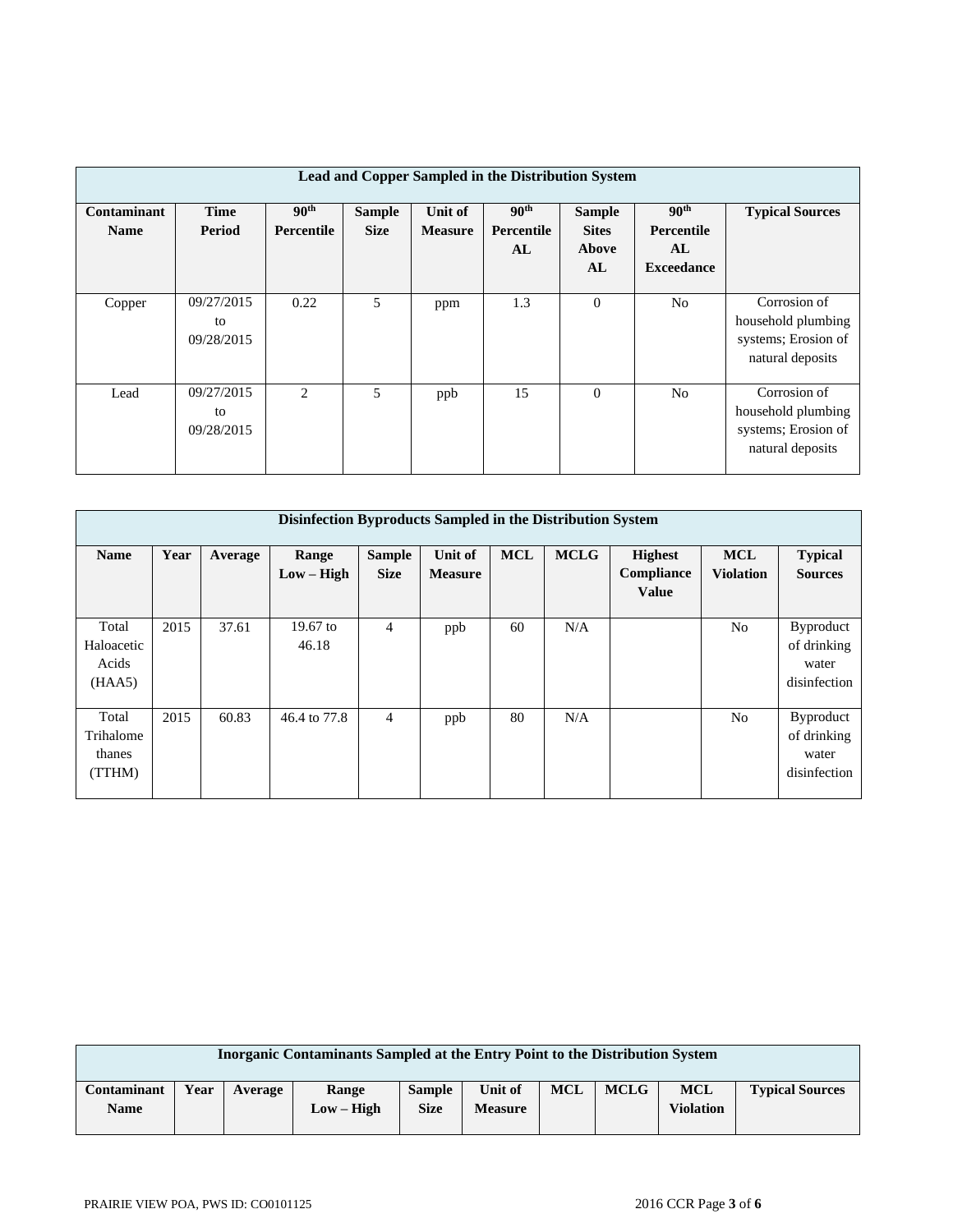| Lead and Copper Sampled in the Distribution System | | | | | | | | |
|---|---|---|---|---|---|---|---|---|
| **Contaminant Name** | **Time Period** | **90th Percentile** | **Sample Size** | **Unit of Measure** | **90th Percentile AL** | **Sample Sites Above AL** | **90th Percentile AL Exceedance** | **Typical Sources** |
| Copper | 09/27/2015 to 09/28/2015 | 0.22 | 5 | ppm | 1.3 | 0 | No | Corrosion of household plumbing systems; Erosion of natural deposits |
| Lead | 09/27/2015 to 09/28/2015 | 2 | 5 | ppb | 15 | 0 | No | Corrosion of household plumbing systems; Erosion of natural deposits |

| Disinfection Byproducts Sampled in the Distribution System | | | | | | | | | | |
|---|---|---|---|---|---|---|---|---|---|---|
| **Name** | **Year** | **Average** | **Range Low – High** | **Sample Size** | **Unit of Measure** | **MCL** | **MCLG** | **Highest Compliance Value** | **MCL Violation** | **Typical Sources** |
| Total Haloacetic Acids (HAA5) | 2015 | 37.61 | 19.67 to 46.18 | 4 | ppb | 60 | N/A | | No | Byproduct of drinking water disinfection |
| Total Trihalomethanes (TTHM) | 2015 | 60.83 | 46.4 to 77.8 | 4 | ppb | 80 | N/A | | No | Byproduct of drinking water disinfection |

| Inorganic Contaminants Sampled at the Entry Point to the Distribution System | | | | | | | | | |
|---|---|---|---|---|---|---|---|---|---|
| **Contaminant Name** | **Year** | **Average** | **Range Low – High** | **Sample Size** | **Unit of Measure** | **MCL** | **MCLG** | **MCL Violation** | **Typical Sources** |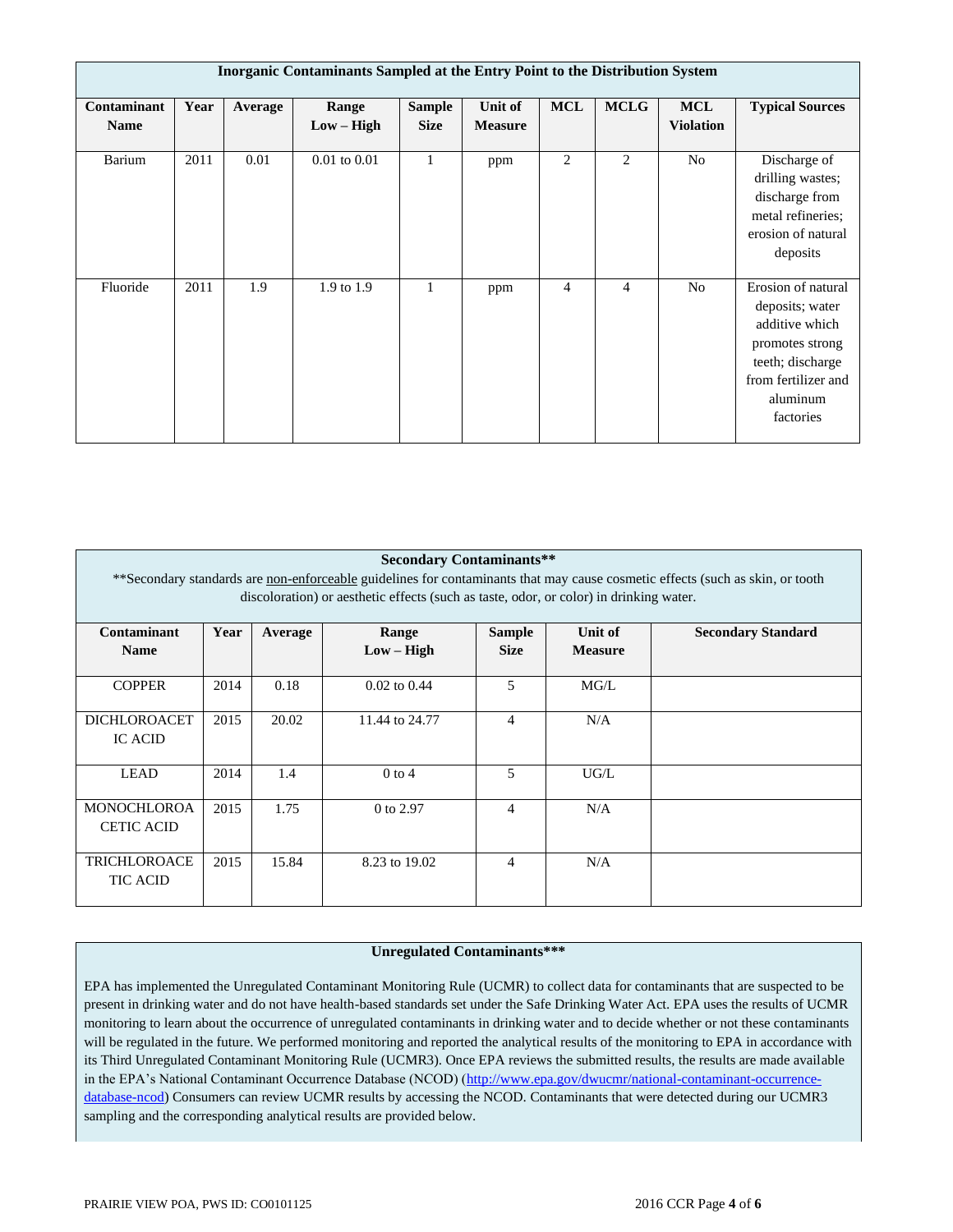| Inorganic Contaminants Sampled at the Entry Point to the Distribution System | | | | | | | | | |
|---|---|---|---|---|---|---|---|---|---|
| **Contaminant Name** | **Year** | **Average** | **Range Low – High** | **Sample Size** | **Unit of Measure** | **MCL** | **MCLG** | **MCL Violation** | **Typical Sources** |
| Barium | 2011 | 0.01 | 0.01 to 0.01 | 1 | ppm | 2 | 2 | No | Discharge of drilling wastes; discharge from metal refineries; erosion of natural deposits |
| Fluoride | 2011 | 1.9 | 1.9 to 1.9 | 1 | ppm | 4 | 4 | No | Erosion of natural deposits; water additive which promotes strong teeth; discharge from fertilizer and aluminum factories |

| **Secondary Contaminants**** <br> **Secondary standards are non-enforceable guidelines for contaminants that may cause cosmetic effects (such as skin, or tooth discoloration) or aesthetic effects (such as taste, odor, or color) in drinking water. | | | | | | |
|---|---|---|---|---|---|---|
| **Contaminant Name** | **Year** | **Average** | **Range Low – High** | **Sample Size** | **Unit of Measure** | **Secondary Standard** |
| COPPER | 2014 | 0.18 | 0.02 to 0.44 | 5 | MG/L | |
| DICHLOROACETIC ACID | 2015 | 20.02 | 11.44 to 24.77 | 4 | N/A | |
| LEAD | 2014 | 1.4 | 0 to 4 | 5 | UG/L | |
| MONOCHLOROACETIC ACID | 2015 | 1.75 | 0 to 2.97 | 4 | N/A | |
| TRICHLOROACETIC ACID | 2015 | 15.84 | 8.23 to 19.02 | 4 | N/A | |

**Unregulated Contaminants*****

EPA has implemented the Unregulated Contaminant Monitoring Rule (UCMR) to collect data for contaminants that are suspected to be present in drinking water and do not have health-based standards set under the Safe Drinking Water Act. EPA uses the results of UCMR monitoring to learn about the occurrence of unregulated contaminants in drinking water and to decide whether or not these contaminants will be regulated in the future. We performed monitoring and reported the analytical results of the monitoring to EPA in accordance with its Third Unregulated Contaminant Monitoring Rule (UCMR3). Once EPA reviews the submitted results, the results are made available in the EPA's National Contaminant Occurrence Database (NCOD) (http://www.epa.gov/dwucmr/national-contaminant-occurrence-database-ncod) Consumers can review UCMR results by accessing the NCOD. Contaminants that were detected during our UCMR3 sampling and the corresponding analytical results are provided below.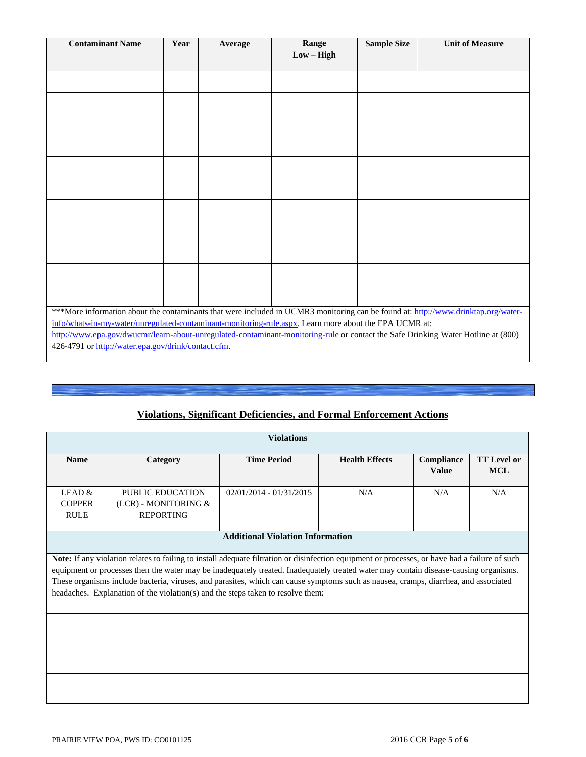| Contaminant Name | Year | Average | Range Low – High | Sample Size | Unit of Measure |
|---|---|---|---|---|---|
| | | | | | |
| | | | | | |
| | | | | | |
| | | | | | |
| | | | | | |
| | | | | | |
| | | | | | |
| | | | | | |
| | | | | | |
| | | | | | |
| | | | | | |

***More information about the contaminants that were included in UCMR3 monitoring can be found at: http://www.drinktap.org/water-info/whats-in-my-water/unregulated-contaminant-monitoring-rule.aspx. Learn more about the EPA UCMR at: http://www.epa.gov/dwucmr/learn-about-unregulated-contaminant-monitoring-rule or contact the Safe Drinking Water Hotline at (800) 426-4791 or http://water.epa.gov/drink/contact.cfm.

## Violations, Significant Deficiencies, and Formal Enforcement Actions

**Violations**

| Name | Category | Time Period | Health Effects | Compliance Value | TT Level or MCL |
|---|---|---|---|---|---|
| LEAD & COPPER RULE | PUBLIC EDUCATION (LCR) - MONITORING & REPORTING | 02/01/2014 - 01/31/2015 | N/A | N/A | N/A |

**Additional Violation Information**

**Note:** If any violation relates to failing to install adequate filtration or disinfection equipment or processes, or have had a failure of such equipment or processes then the water may be inadequately treated. Inadequately treated water may contain disease-causing organisms. These organisms include bacteria, viruses, and parasites, which can cause symptoms such as nausea, cramps, diarrhea, and associated headaches. Explanation of the violation(s) and the steps taken to resolve them: